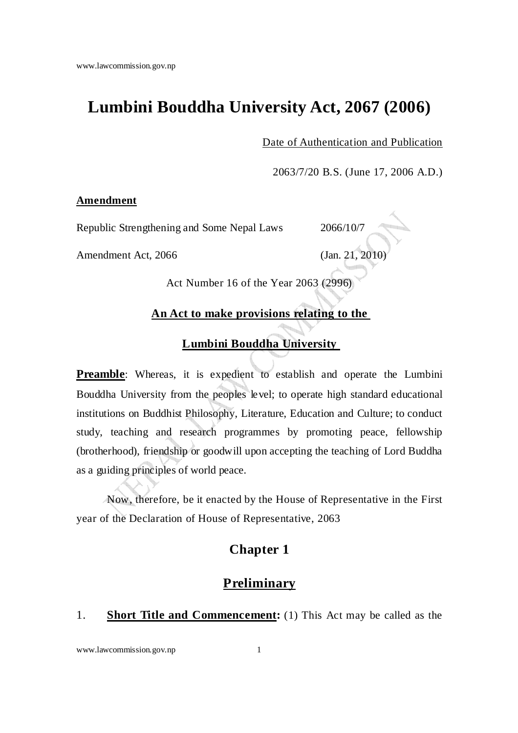# Lumbini Bouddha University Act, 2067 (2006)

Date of Authentication and Publication

2063/7/20 B.S. (June 17, 2006 A.D.)

**Amendment**

| | |
|---|---|
| Republic Strengthening and Some Nepal Laws Amendment Act, 2066 | 2066/10/7 (Jan. 21, 2010) |

Act Number 16 of the Year 2063 (2996)

**An Act to make provisions relating to the Lumbini Bouddha University**

**Preamble**: Whereas, it is expedient to establish and operate the Lumbini Bouddha University from the peoples level; to operate high standard educational institutions on Buddhist Philosophy, Literature, Education and Culture; to conduct study, teaching and research programmes by promoting peace, fellowship (brotherhood), friendship or goodwill upon accepting the teaching of Lord Buddha as a guiding principles of world peace.

Now, therefore, be it enacted by the House of Representative in the First year of the Declaration of House of Representative, 2063

## Chapter 1

## Preliminary

1. **Short Title and Commencement:** (1) This Act may be called as the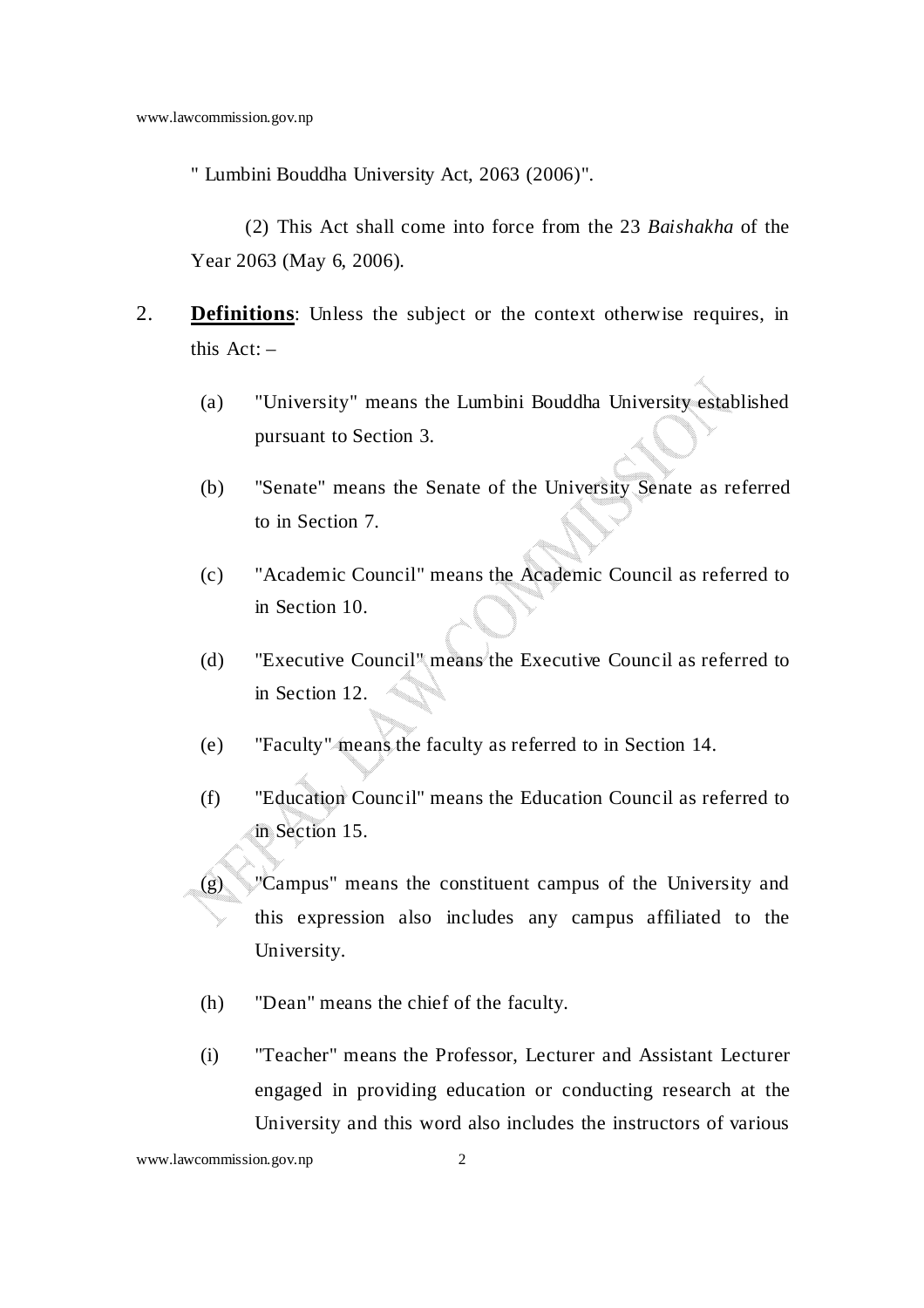" Lumbini Bouddha University Act, 2063 (2006)".

(2) This Act shall come into force from the 23 *Baishakha* of the Year 2063 (May 6, 2006).

2. **Definitions**: Unless the subject or the context otherwise requires, in this Act: –

(a) "University" means the Lumbini Bouddha University established pursuant to Section 3.

(b) "Senate" means the Senate of the University Senate as referred to in Section 7.

(c) "Academic Council" means the Academic Council as referred to in Section 10.

(d) "Executive Council" means the Executive Council as referred to in Section 12.

(e) "Faculty" means the faculty as referred to in Section 14.

(f) "Education Council" means the Education Council as referred to in Section 15.

(g) "Campus" means the constituent campus of the University and this expression also includes any campus affiliated to the University.

(h) "Dean" means the chief of the faculty.

(i) "Teacher" means the Professor, Lecturer and Assistant Lecturer engaged in providing education or conducting research at the University and this word also includes the instructors of various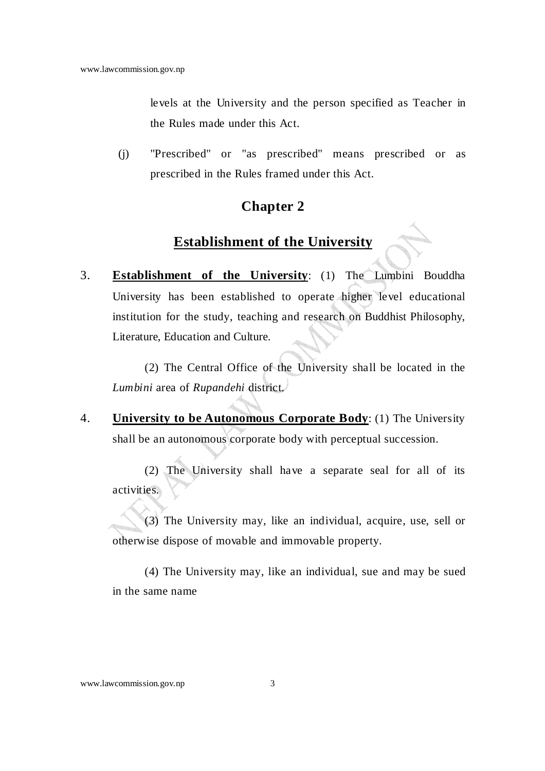levels at the University and the person specified as Teacher in the Rules made under this Act.

(j) "Prescribed" or "as prescribed" means prescribed or as prescribed in the Rules framed under this Act.

## Chapter 2

## Establishment of the University

3. **Establishment of the University**: (1) The Lumbini Bouddha University has been established to operate higher level educational institution for the study, teaching and research on Buddhist Philosophy, Literature, Education and Culture.

(2) The Central Office of the University shall be located in the *Lumbini* area of *Rupandehi* district.

4. **University to be Autonomous Corporate Body**: (1) The University shall be an autonomous corporate body with perceptual succession.

(2) The University shall have a separate seal for all of its activities.

(3) The University may, like an individual, acquire, use, sell or otherwise dispose of movable and immovable property.

(4) The University may, like an individual, sue and may be sued in the same name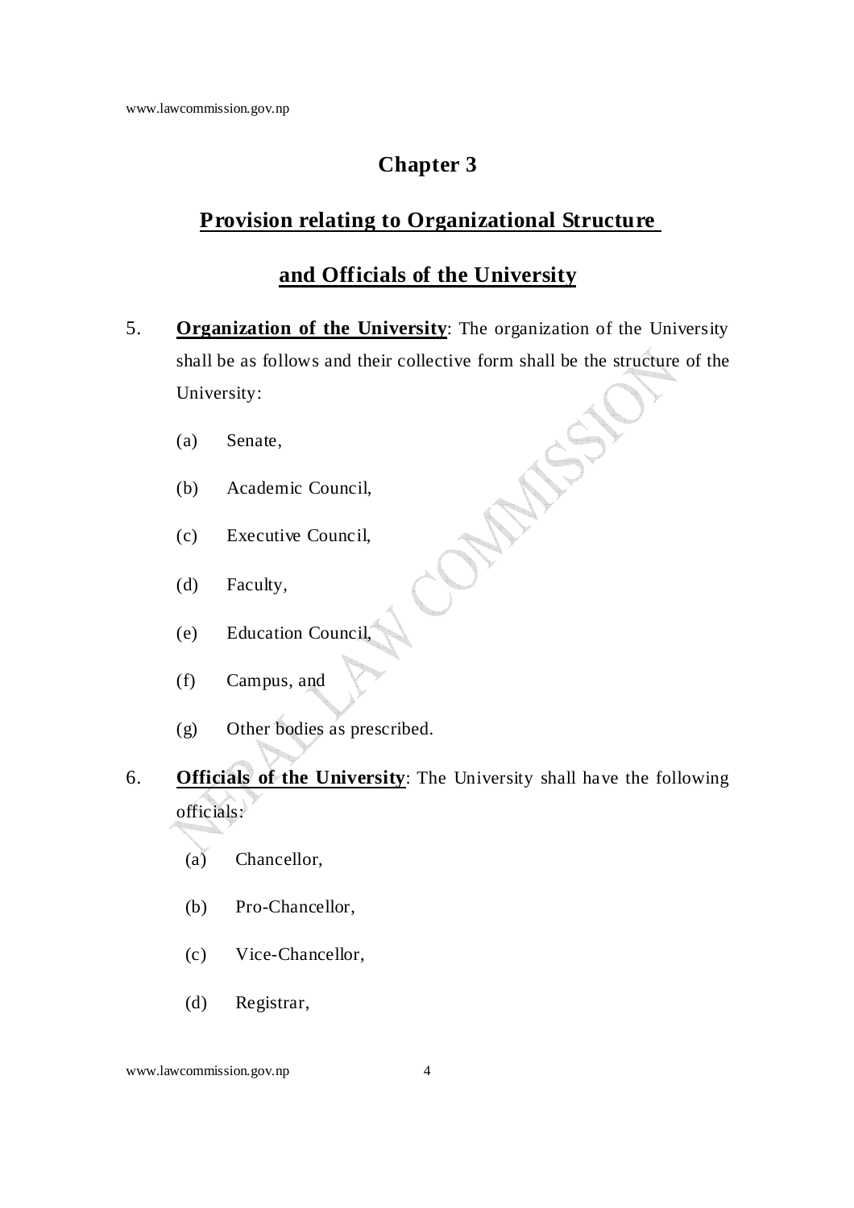# Chapter 3

## Provision relating to Organizational Structure and Officials of the University

5. **Organization of the University**: The organization of the University shall be as follows and their collective form shall be the structure of the University:

   (a) Senate,

   (b) Academic Council,

   (c) Executive Council,

   (d) Faculty,

   (e) Education Council,

   (f) Campus, and

   (g) Other bodies as prescribed.

6. **Officials of the University**: The University shall have the following officials:

   (a) Chancellor,

   (b) Pro-Chancellor,

   (c) Vice-Chancellor,

   (d) Registrar,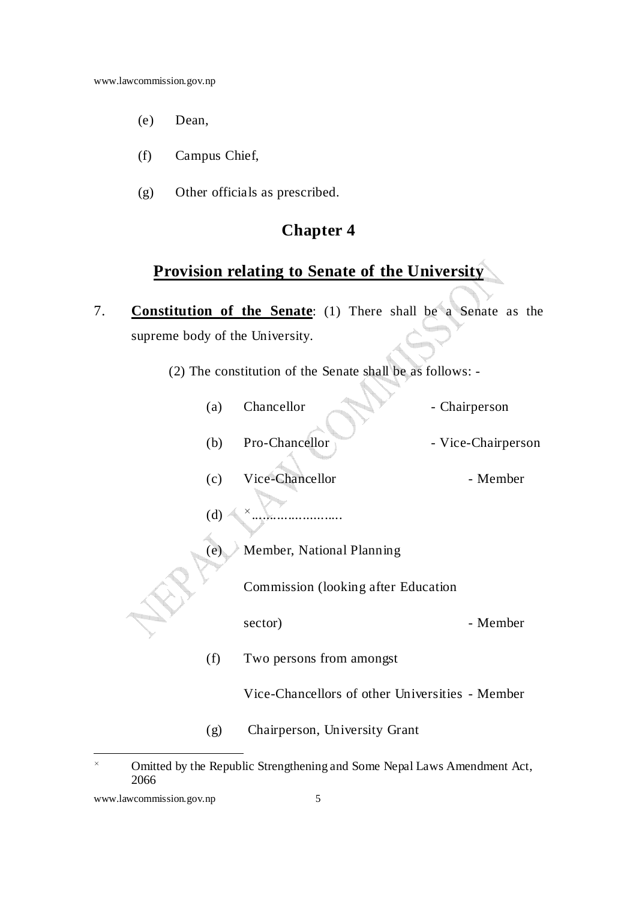(e) Dean,

(f) Campus Chief,

(g) Other officials as prescribed.

## Chapter 4

### Provision relating to Senate of the University

7. **Constitution of the Senate**: (1) There shall be a Senate as the supreme body of the University.

(2) The constitution of the Senate shall be as follows: -

(a) Chancellor - Chairperson

(b) Pro-Chancellor - Vice-Chairperson

(c) Vice-Chancellor - Member

(d) [×]……………………..

(e) Member, National Planning Commission (looking after Education sector) - Member

(f) Two persons from amongst Vice-Chancellors of other Universities - Member

(g) Chairperson, University Grant

---

× Omitted by the Republic Strengthening and Some Nepal Laws Amendment Act, 2066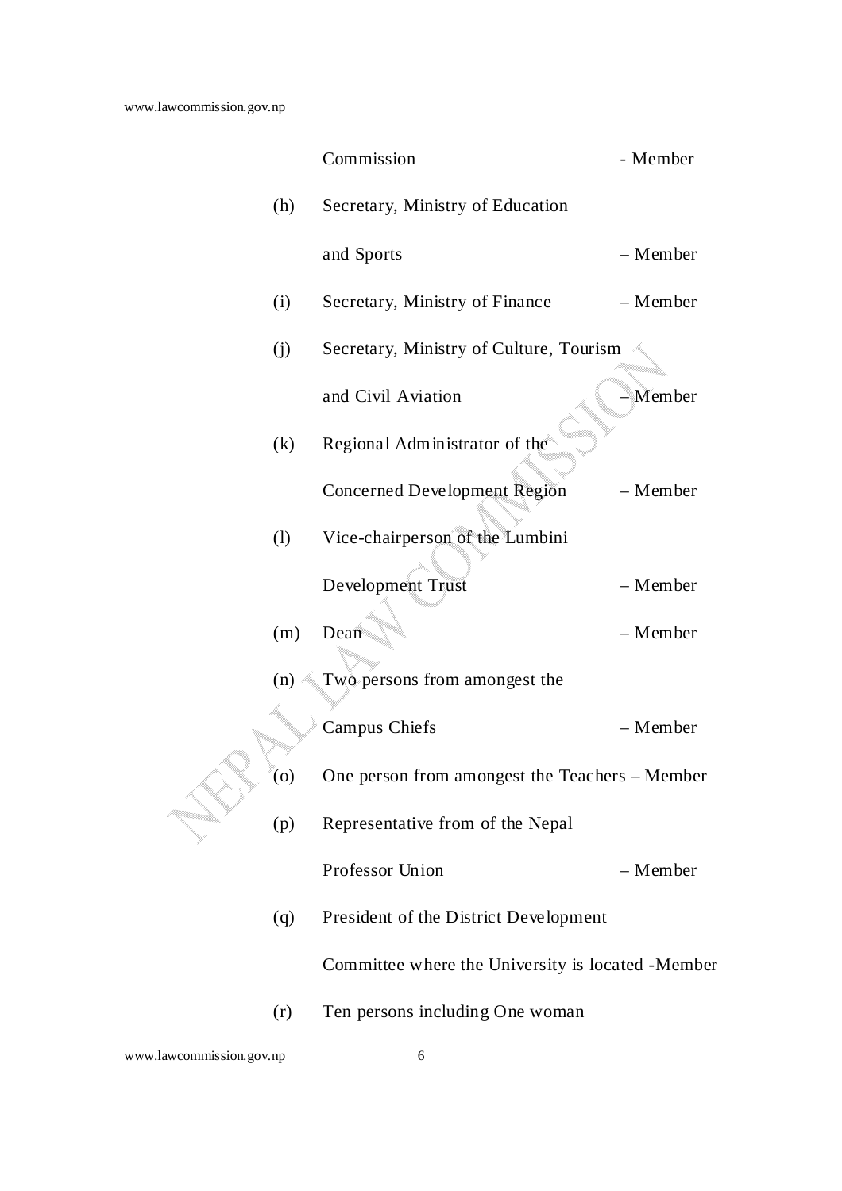Commission - Member

(h) Secretary, Ministry of Education and Sports – Member

(i) Secretary, Ministry of Finance – Member

(j) Secretary, Ministry of Culture, Tourism and Civil Aviation – Member

(k) Regional Administrator of the Concerned Development Region – Member

(l) Vice-chairperson of the Lumbini Development Trust – Member

(m) Dean – Member

(n) Two persons from amongest the Campus Chiefs – Member

(o) One person from amongest the Teachers – Member

(p) Representative from of the Nepal Professor Union – Member

(q) President of the District Development Committee where the University is located -Member

(r) Ten persons including One woman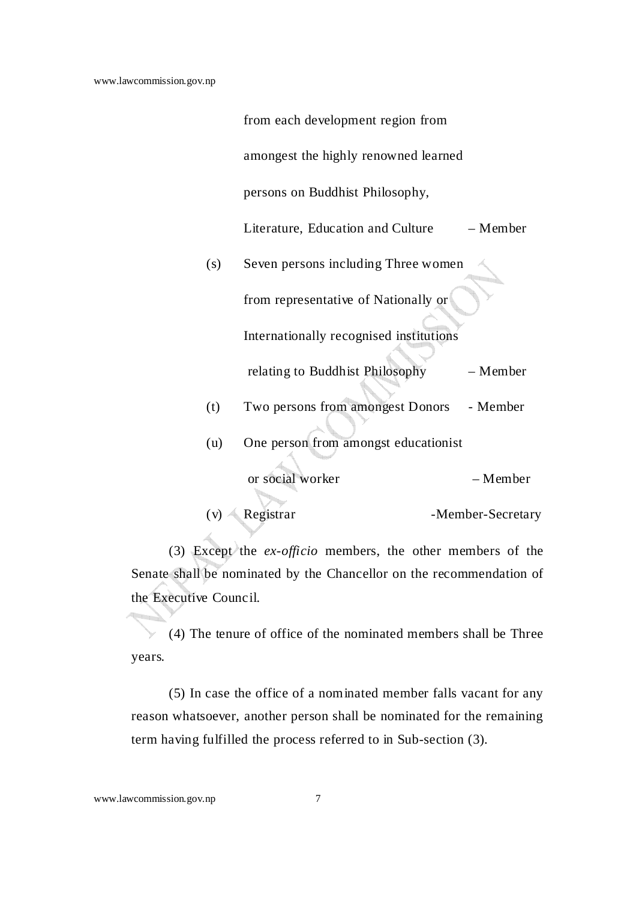from each development region from amongst the highly renowned learned persons on Buddhist Philosophy, Literature, Education and Culture – Member

(s) Seven persons including Three women from representative of Nationally or Internationally recognised institutions relating to Buddhist Philosophy – Member

(t) Two persons from amongest Donors - Member

(u) One person from amongst educationist or social worker – Member

(v) Registrar -Member-Secretary

(3) Except the *ex-officio* members, the other members of the Senate shall be nominated by the Chancellor on the recommendation of the Executive Council.

(4) The tenure of office of the nominated members shall be Three years.

(5) In case the office of a nominated member falls vacant for any reason whatsoever, another person shall be nominated for the remaining term having fulfilled the process referred to in Sub-section (3).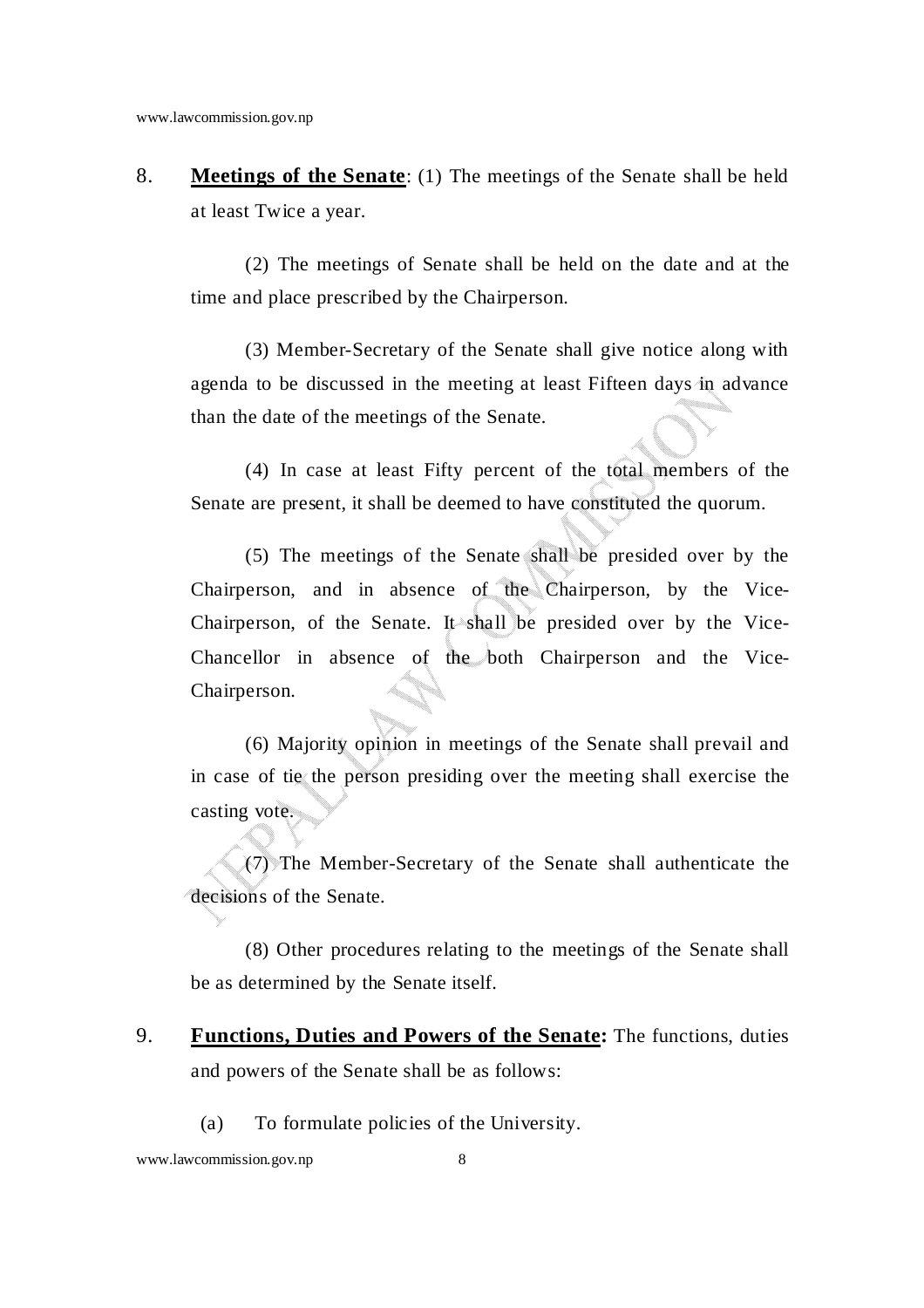8. **Meetings of the Senate**: (1) The meetings of the Senate shall be held at least Twice a year.

(2) The meetings of Senate shall be held on the date and at the time and place prescribed by the Chairperson.

(3) Member-Secretary of the Senate shall give notice along with agenda to be discussed in the meeting at least Fifteen days in advance than the date of the meetings of the Senate.

(4) In case at least Fifty percent of the total members of the Senate are present, it shall be deemed to have constituted the quorum.

(5) The meetings of the Senate shall be presided over by the Chairperson, and in absence of the Chairperson, by the Vice-Chairperson, of the Senate. It shall be presided over by the Vice-Chancellor in absence of the both Chairperson and the Vice-Chairperson.

(6) Majority opinion in meetings of the Senate shall prevail and in case of tie the person presiding over the meeting shall exercise the casting vote.

(7) The Member-Secretary of the Senate shall authenticate the decisions of the Senate.

(8) Other procedures relating to the meetings of the Senate shall be as determined by the Senate itself.

9. **Functions, Duties and Powers of the Senate:** The functions, duties and powers of the Senate shall be as follows:

   (a) To formulate policies of the University.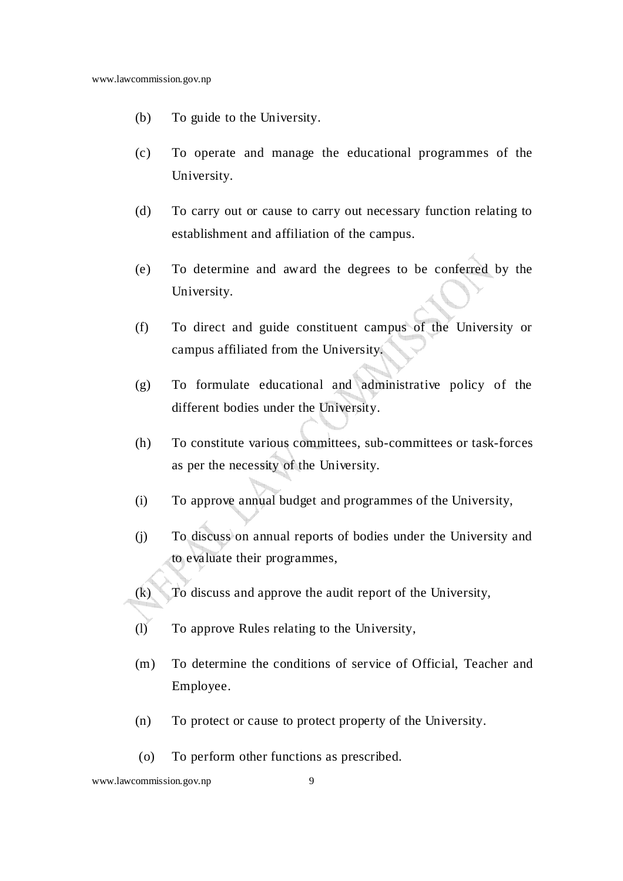(b) To guide to the University.

(c) To operate and manage the educational programmes of the University.

(d) To carry out or cause to carry out necessary function relating to establishment and affiliation of the campus.

(e) To determine and award the degrees to be conferred by the University.

(f) To direct and guide constituent campus of the University or campus affiliated from the University.

(g) To formulate educational and administrative policy of the different bodies under the University.

(h) To constitute various committees, sub-committees or task-forces as per the necessity of the University.

(i) To approve annual budget and programmes of the University,

(j) To discuss on annual reports of bodies under the University and to evaluate their programmes,

(k) To discuss and approve the audit report of the University,

(l) To approve Rules relating to the University,

(m) To determine the conditions of service of Official, Teacher and Employee.

(n) To protect or cause to protect property of the University.

(o) To perform other functions as prescribed.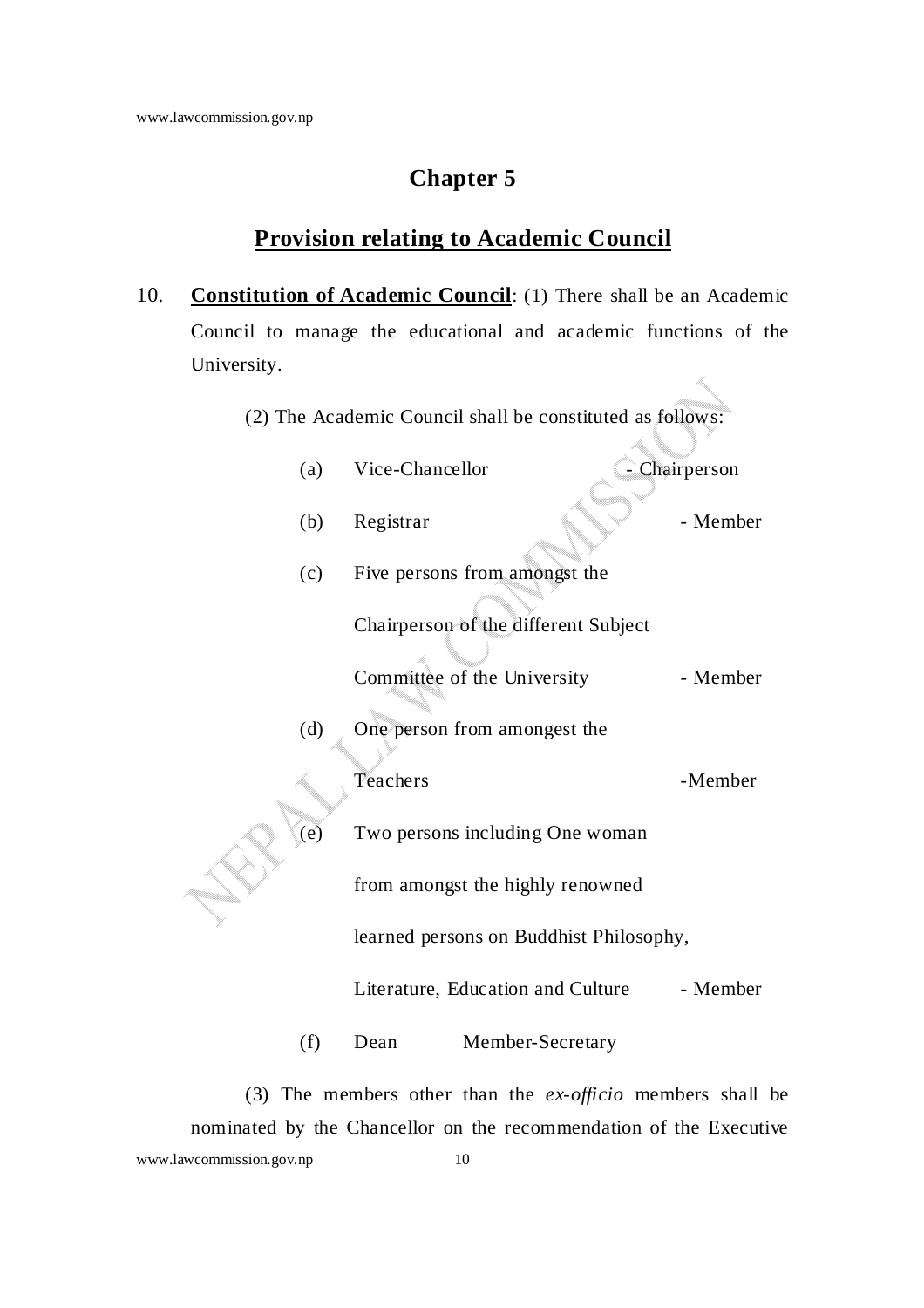# Chapter 5

## Provision relating to Academic Council

10. **Constitution of Academic Council**: (1) There shall be an Academic Council to manage the educational and academic functions of the University.

(2) The Academic Council shall be constituted as follows:

(a) Vice-Chancellor - Chairperson

(b) Registrar - Member

(c) Five persons from amongst the Chairperson of the different Subject Committee of the University - Member

(d) One person from amongest the Teachers -Member

(e) Two persons including One woman from amongst the highly renowned learned persons on Buddhist Philosophy, Literature, Education and Culture - Member

(f) Dean Member-Secretary

(3) The members other than the *ex-officio* members shall be nominated by the Chancellor on the recommendation of the Executive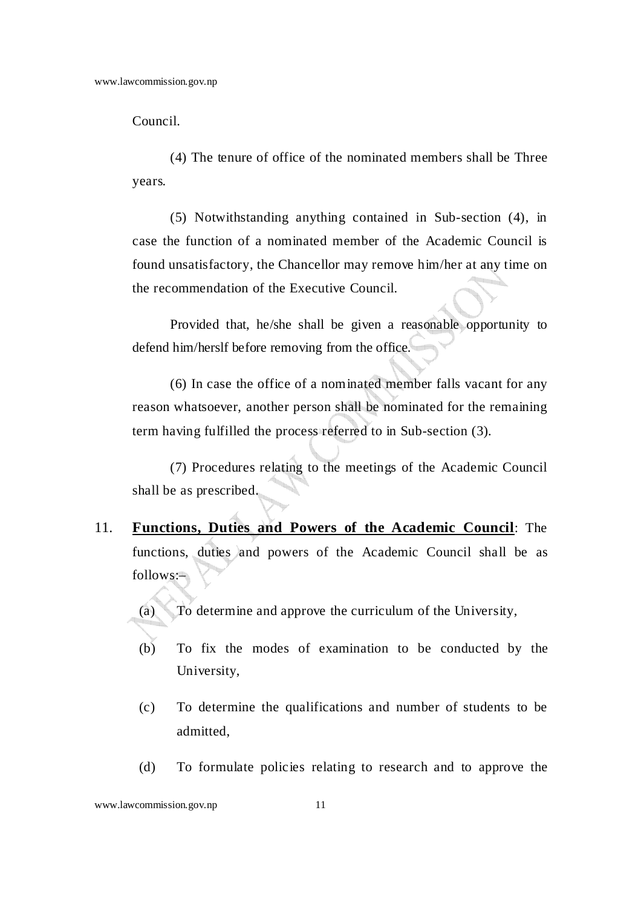Council.

(4) The tenure of office of the nominated members shall be Three years.

(5) Notwithstanding anything contained in Sub-section (4), in case the function of a nominated member of the Academic Council is found unsatisfactory, the Chancellor may remove him/her at any time on the recommendation of the Executive Council.

Provided that, he/she shall be given a reasonable opportunity to defend him/herslf before removing from the office.

(6) In case the office of a nominated member falls vacant for any reason whatsoever, another person shall be nominated for the remaining term having fulfilled the process referred to in Sub-section (3).

(7) Procedures relating to the meetings of the Academic Council shall be as prescribed.

11. **Functions, Duties and Powers of the Academic Council**: The functions, duties and powers of the Academic Council shall be as follows:–

(a) To determine and approve the curriculum of the University,

(b) To fix the modes of examination to be conducted by the University,

(c) To determine the qualifications and number of students to be admitted,

(d) To formulate policies relating to research and to approve the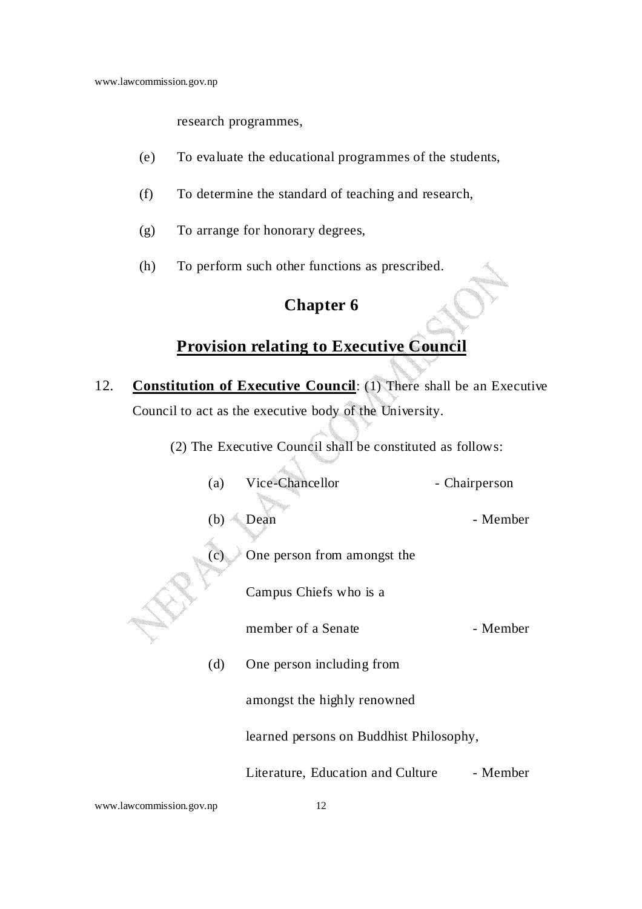research programmes,

(e) To evaluate the educational programmes of the students,

(f) To determine the standard of teaching and research,

(g) To arrange for honorary degrees,

(h) To perform such other functions as prescribed.

## Chapter 6

## Provision relating to Executive Council

12. **Constitution of Executive Council**: (1) There shall be an Executive Council to act as the executive body of the University.

(2) The Executive Council shall be constituted as follows:

(a) Vice-Chancellor - Chairperson

(b) Dean - Member

(c) One person from amongst the Campus Chiefs who is a member of a Senate - Member

(d) One person including from amongst the highly renowned learned persons on Buddhist Philosophy, Literature, Education and Culture - Member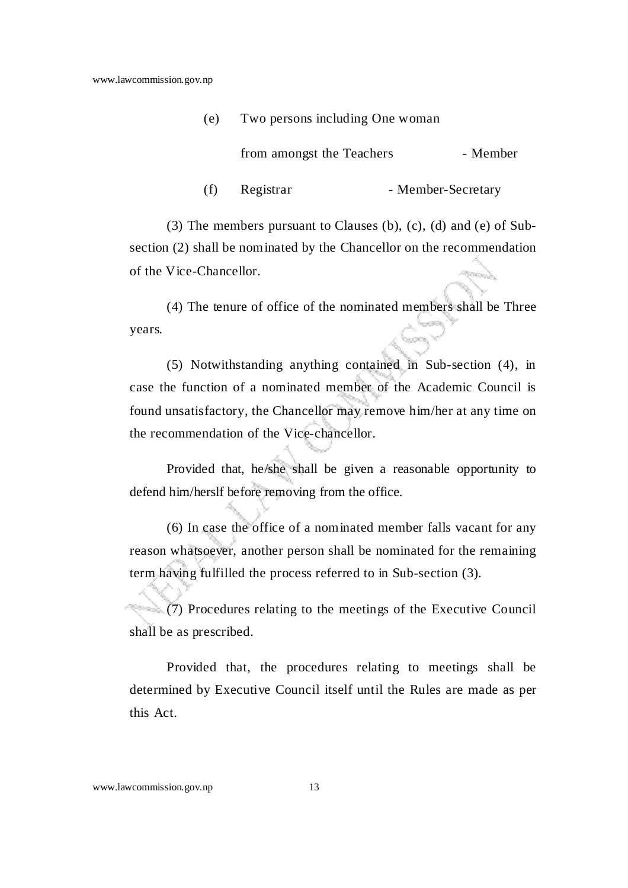(e) Two persons including One woman from amongst the Teachers - Member

(f) Registrar - Member-Secretary

(3) The members pursuant to Clauses (b), (c), (d) and (e) of Sub-section (2) shall be nominated by the Chancellor on the recommendation of the Vice-Chancellor.

(4) The tenure of office of the nominated members shall be Three years.

(5) Notwithstanding anything contained in Sub-section (4), in case the function of a nominated member of the Academic Council is found unsatisfactory, the Chancellor may remove him/her at any time on the recommendation of the Vice-chancellor.

Provided that, he/she shall be given a reasonable opportunity to defend him/herslf before removing from the office.

(6) In case the office of a nominated member falls vacant for any reason whatsoever, another person shall be nominated for the remaining term having fulfilled the process referred to in Sub-section (3).

(7) Procedures relating to the meetings of the Executive Council shall be as prescribed.

Provided that, the procedures relating to meetings shall be determined by Executive Council itself until the Rules are made as per this Act.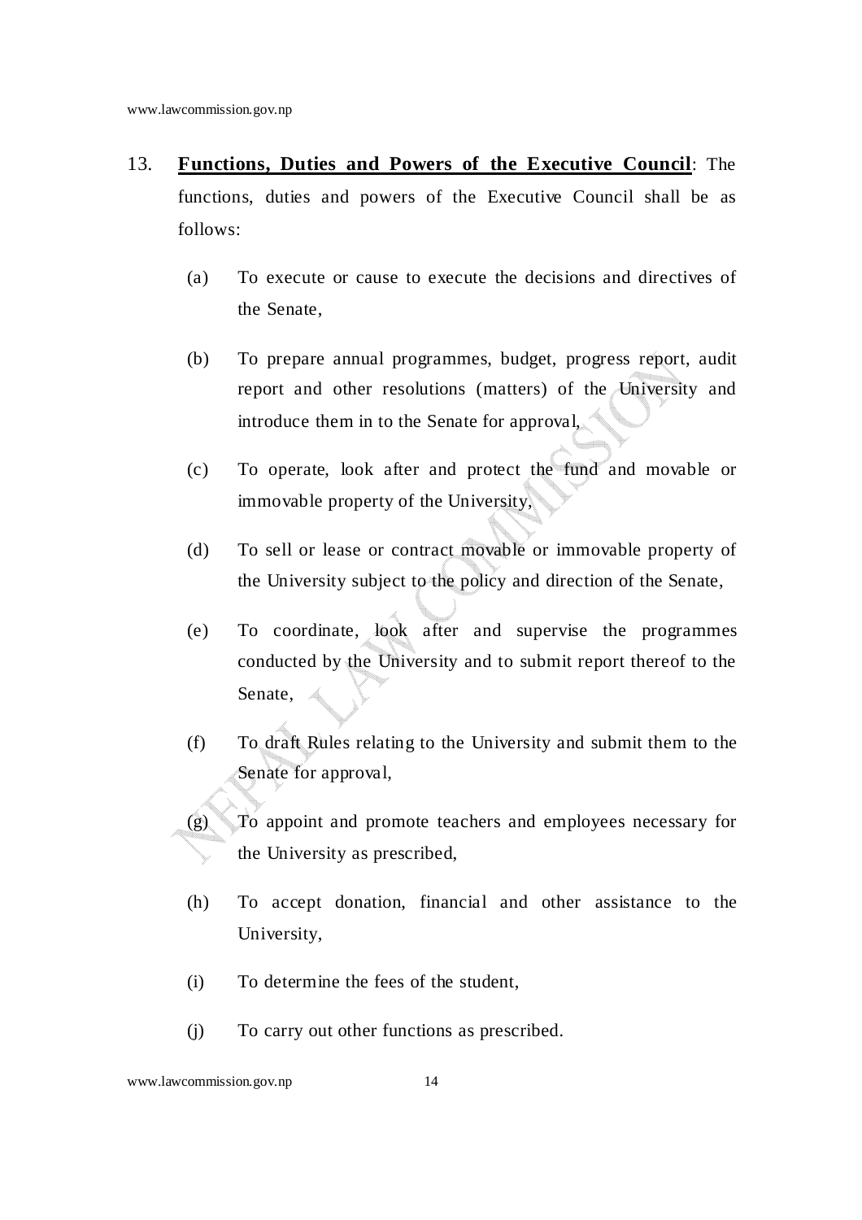13. **Functions, Duties and Powers of the Executive Council**: The functions, duties and powers of the Executive Council shall be as follows:

    (a) To execute or cause to execute the decisions and directives of the Senate,

    (b) To prepare annual programmes, budget, progress report, audit report and other resolutions (matters) of the University and introduce them in to the Senate for approval,

    (c) To operate, look after and protect the fund and movable or immovable property of the University,

    (d) To sell or lease or contract movable or immovable property of the University subject to the policy and direction of the Senate,

    (e) To coordinate, look after and supervise the programmes conducted by the University and to submit report thereof to the Senate,

    (f) To draft Rules relating to the University and submit them to the Senate for approval,

    (g) To appoint and promote teachers and employees necessary for the University as prescribed,

    (h) To accept donation, financial and other assistance to the University,

    (i) To determine the fees of the student,

    (j) To carry out other functions as prescribed.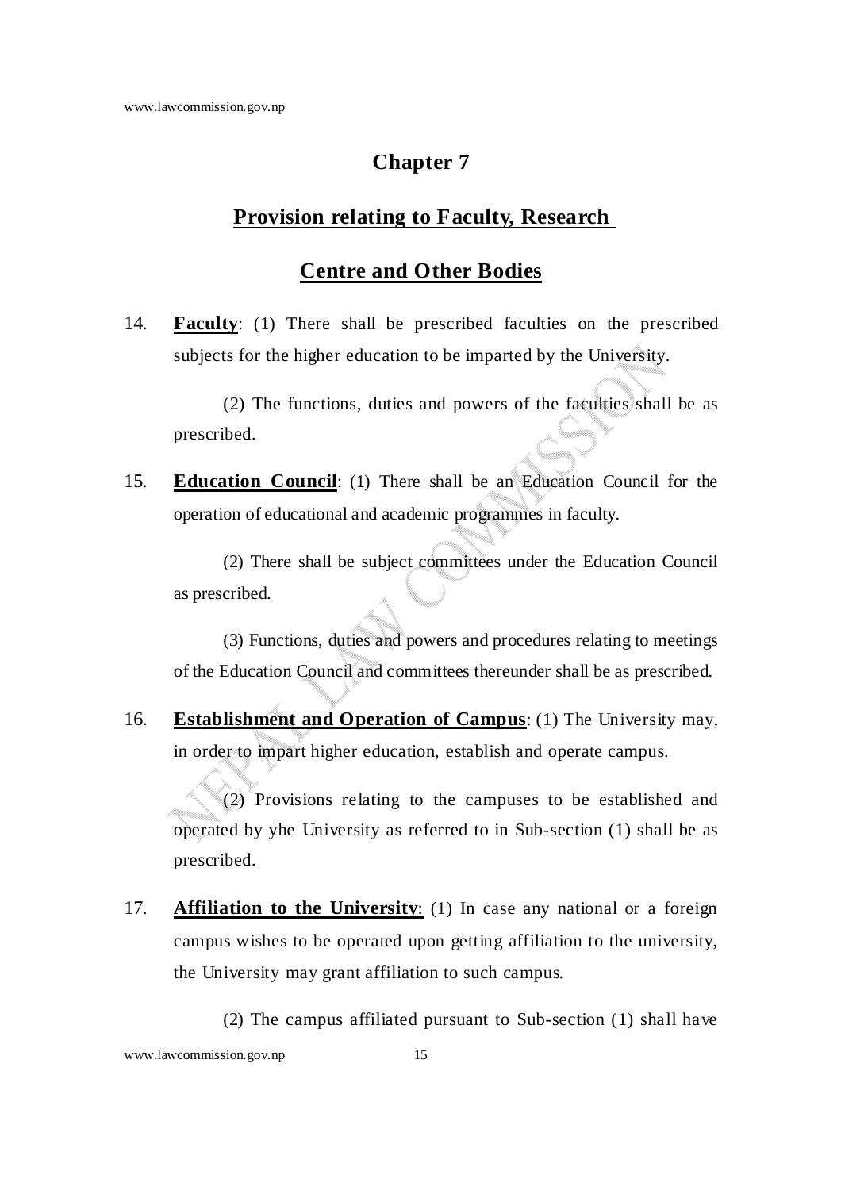## Chapter 7

## Provision relating to Faculty, Research Centre and Other Bodies

14. **Faculty**: (1) There shall be prescribed faculties on the prescribed subjects for the higher education to be imparted by the University.

    (2) The functions, duties and powers of the faculties shall be as prescribed.

15. **Education Council**: (1) There shall be an Education Council for the operation of educational and academic programmes in faculty.

    (2) There shall be subject committees under the Education Council as prescribed.

    (3) Functions, duties and powers and procedures relating to meetings of the Education Council and committees thereunder shall be as prescribed.

16. **Establishment and Operation of Campus**: (1) The University may, in order to impart higher education, establish and operate campus.

    (2) Provisions relating to the campuses to be established and operated by yhe University as referred to in Sub-section (1) shall be as prescribed.

17. **Affiliation to the University**: (1) In case any national or a foreign campus wishes to be operated upon getting affiliation to the university, the University may grant affiliation to such campus.

    (2) The campus affiliated pursuant to Sub-section (1) shall have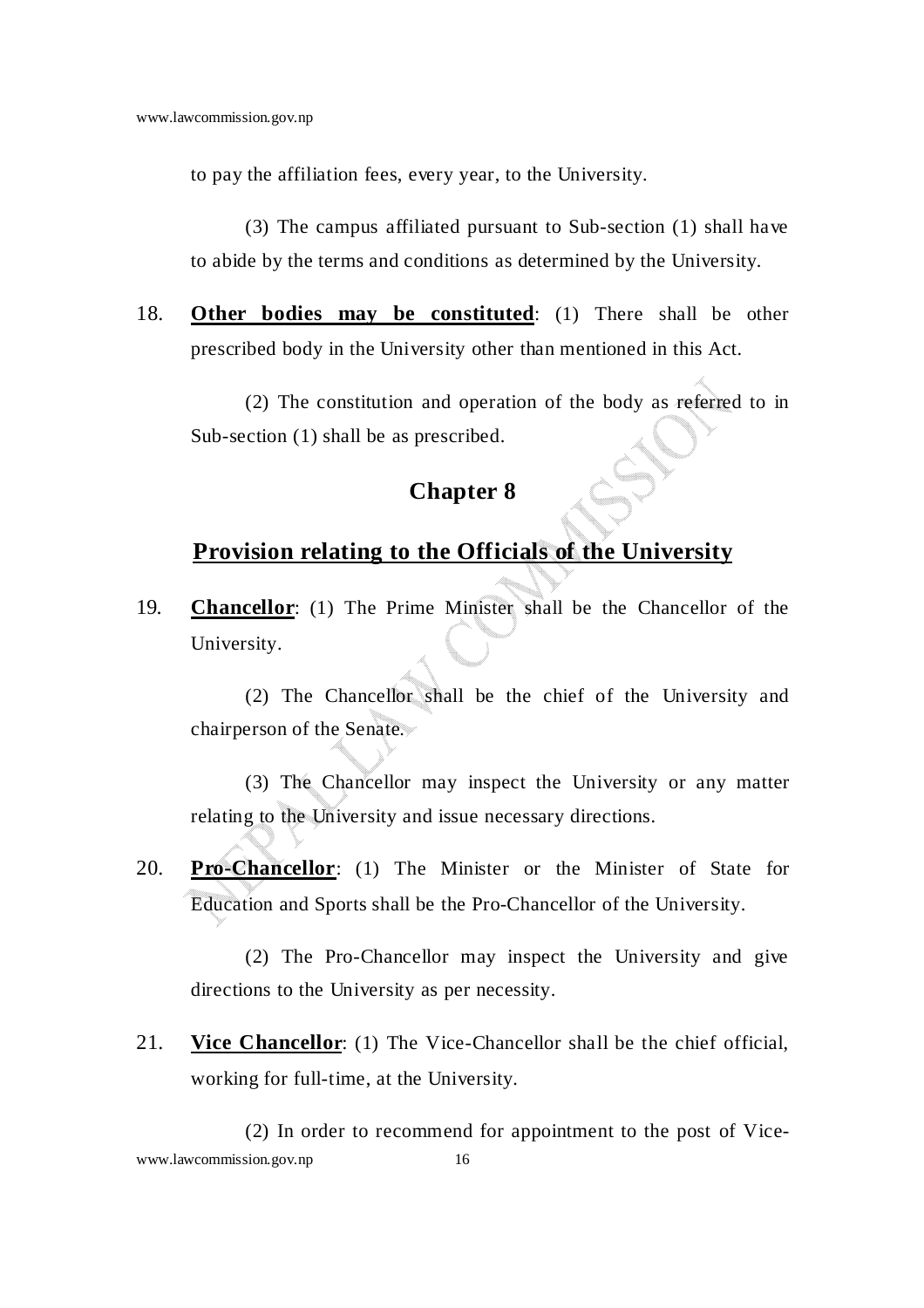to pay the affiliation fees, every year, to the University.

(3) The campus affiliated pursuant to Sub-section (1) shall have to abide by the terms and conditions as determined by the University.

18. **Other bodies may be constituted**: (1) There shall be other prescribed body in the University other than mentioned in this Act.

(2) The constitution and operation of the body as referred to in Sub-section (1) shall be as prescribed.

## Chapter 8

## Provision relating to the Officials of the University

19. **Chancellor**: (1) The Prime Minister shall be the Chancellor of the University.

(2) The Chancellor shall be the chief of the University and chairperson of the Senate.

(3) The Chancellor may inspect the University or any matter relating to the University and issue necessary directions.

20. **Pro-Chancellor**: (1) The Minister or the Minister of State for Education and Sports shall be the Pro-Chancellor of the University.

(2) The Pro-Chancellor may inspect the University and give directions to the University as per necessity.

21. **Vice Chancellor**: (1) The Vice-Chancellor shall be the chief official, working for full-time, at the University.

(2) In order to recommend for appointment to the post of Vice-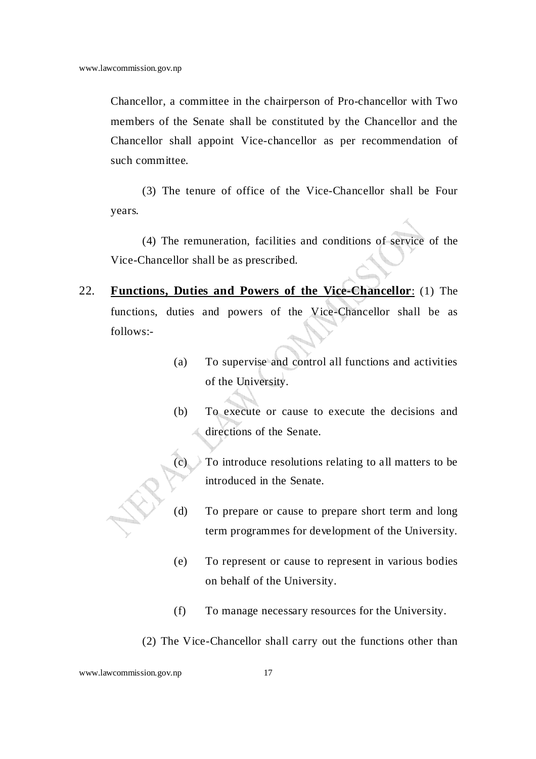Chancellor, a committee in the chairperson of Pro-chancellor with Two members of the Senate shall be constituted by the Chancellor and the Chancellor shall appoint Vice-chancellor as per recommendation of such committee.

(3) The tenure of office of the Vice-Chancellor shall be Four years.

(4) The remuneration, facilities and conditions of service of the Vice-Chancellor shall be as prescribed.

22. **Functions, Duties and Powers of the Vice-Chancellor**: (1) The functions, duties and powers of the Vice-Chancellor shall be as follows:-

(a) To supervise and control all functions and activities of the University.

(b) To execute or cause to execute the decisions and directions of the Senate.

(c) To introduce resolutions relating to all matters to be introduced in the Senate.

(d) To prepare or cause to prepare short term and long term programmes for development of the University.

(e) To represent or cause to represent in various bodies on behalf of the University.

(f) To manage necessary resources for the University.

(2) The Vice-Chancellor shall carry out the functions other than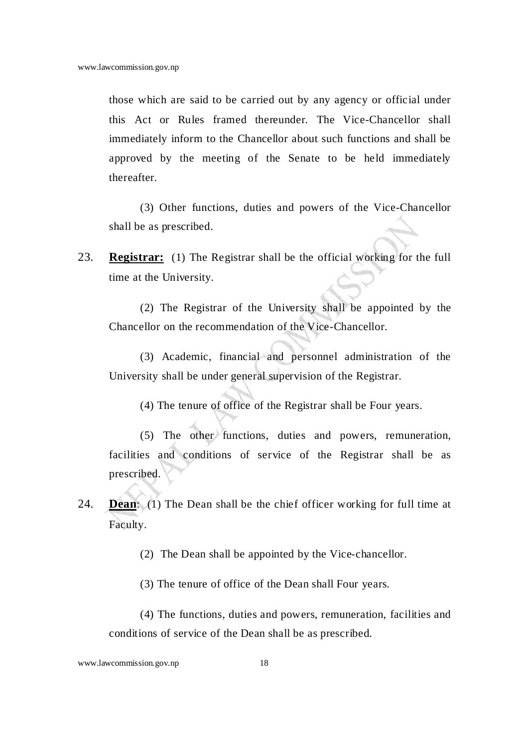those which are said to be carried out by any agency or official under this Act or Rules framed thereunder. The Vice-Chancellor shall immediately inform to the Chancellor about such functions and shall be approved by the meeting of the Senate to be held immediately thereafter.

(3) Other functions, duties and powers of the Vice-Chancellor shall be as prescribed.

23. **Registrar:** (1) The Registrar shall be the official working for the full time at the University.

(2) The Registrar of the University shall be appointed by the Chancellor on the recommendation of the Vice-Chancellor.

(3) Academic, financial and personnel administration of the University shall be under general supervision of the Registrar.

(4) The tenure of office of the Registrar shall be Four years.

(5) The other functions, duties and powers, remuneration, facilities and conditions of service of the Registrar shall be as prescribed.

24. **Dean**: (1) The Dean shall be the chief officer working for full time at Faculty.

(2) The Dean shall be appointed by the Vice-chancellor.

(3) The tenure of office of the Dean shall Four years.

(4) The functions, duties and powers, remuneration, facilities and conditions of service of the Dean shall be as prescribed.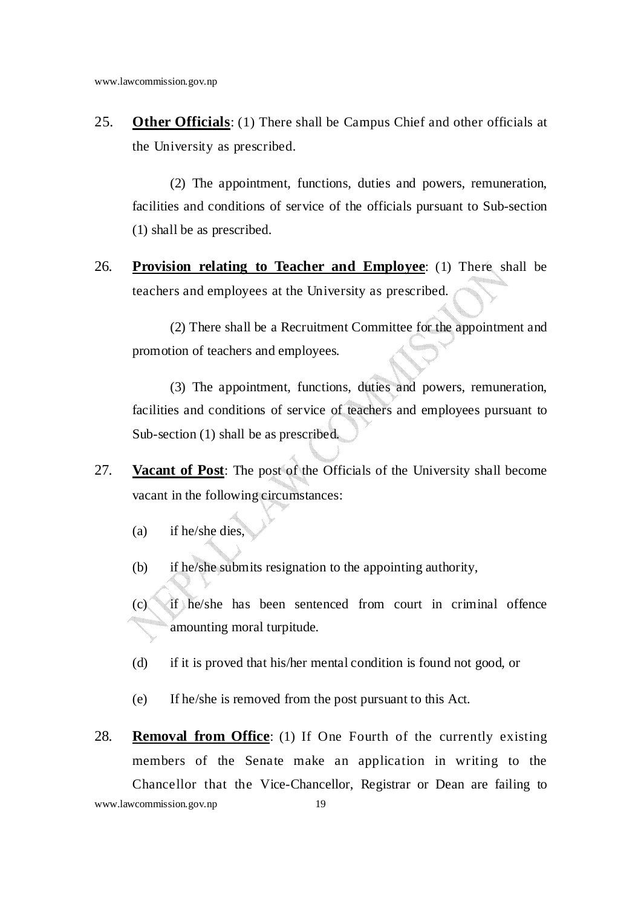25. **Other Officials**: (1) There shall be Campus Chief and other officials at the University as prescribed.

    (2) The appointment, functions, duties and powers, remuneration, facilities and conditions of service of the officials pursuant to Sub-section (1) shall be as prescribed.

26. **Provision relating to Teacher and Employee**: (1) There shall be teachers and employees at the University as prescribed.

    (2) There shall be a Recruitment Committee for the appointment and promotion of teachers and employees.

    (3) The appointment, functions, duties and powers, remuneration, facilities and conditions of service of teachers and employees pursuant to Sub-section (1) shall be as prescribed.

27. **Vacant of Post**: The post of the Officials of the University shall become vacant in the following circumstances:

    (a) if he/she dies,

    (b) if he/she submits resignation to the appointing authority,

    (c) if he/she has been sentenced from court in criminal offence amounting moral turpitude.

    (d) if it is proved that his/her mental condition is found not good, or

    (e) If he/she is removed from the post pursuant to this Act.

28. **Removal from Office**: (1) If One Fourth of the currently existing members of the Senate make an application in writing to the Chancellor that the Vice-Chancellor, Registrar or Dean are failing to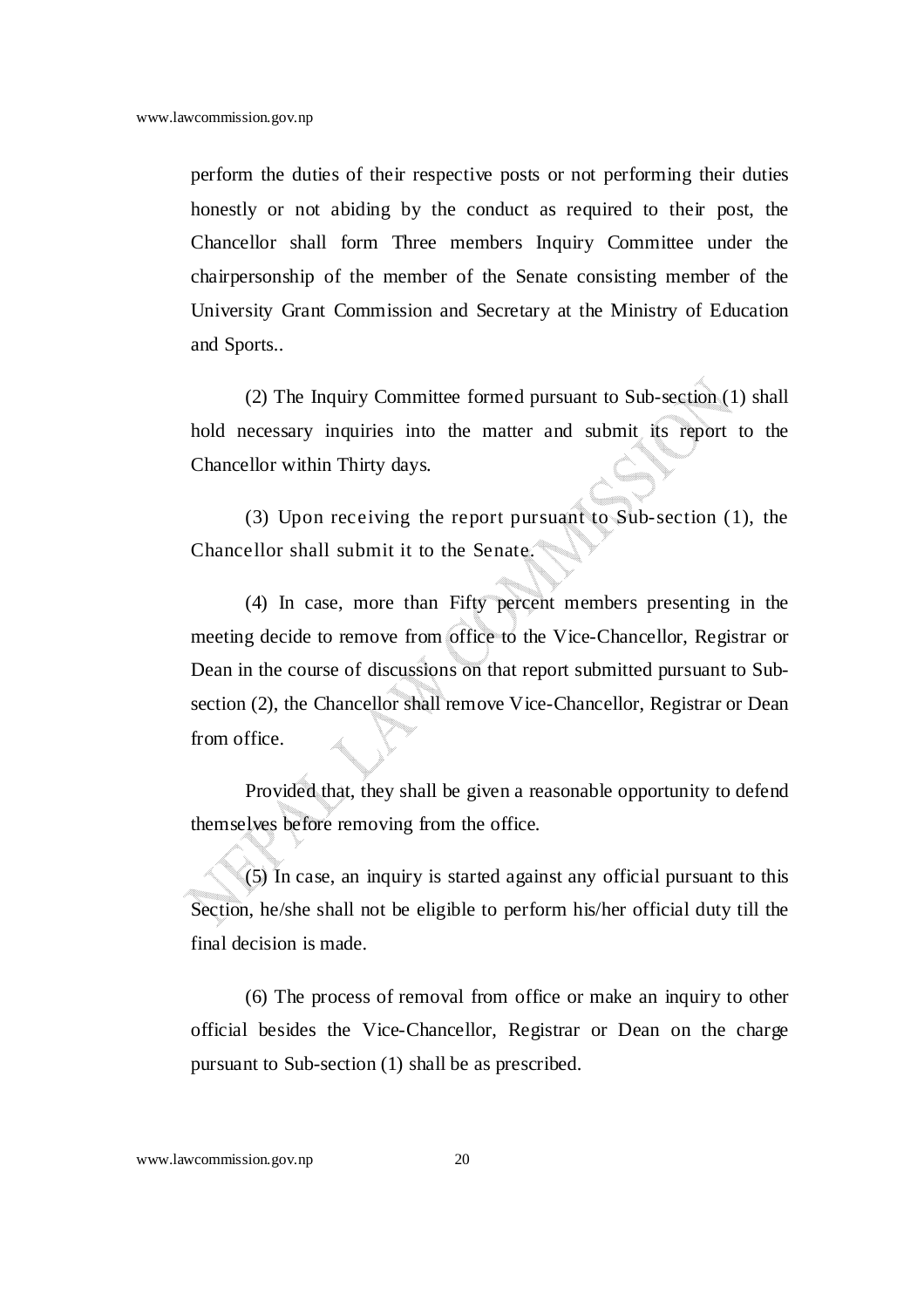perform the duties of their respective posts or not performing their duties honestly or not abiding by the conduct as required to their post, the Chancellor shall form Three members Inquiry Committee under the chairpersonship of the member of the Senate consisting member of the University Grant Commission and Secretary at the Ministry of Education and Sports..

(2) The Inquiry Committee formed pursuant to Sub-section (1) shall hold necessary inquiries into the matter and submit its report to the Chancellor within Thirty days.

(3) Upon receiving the report pursuant to Sub-section (1), the Chancellor shall submit it to the Senate.

(4) In case, more than Fifty percent members presenting in the meeting decide to remove from office to the Vice-Chancellor, Registrar or Dean in the course of discussions on that report submitted pursuant to Sub-section (2), the Chancellor shall remove Vice-Chancellor, Registrar or Dean from office.

Provided that, they shall be given a reasonable opportunity to defend themselves before removing from the office.

(5) In case, an inquiry is started against any official pursuant to this Section, he/she shall not be eligible to perform his/her official duty till the final decision is made.

(6) The process of removal from office or make an inquiry to other official besides the Vice-Chancellor, Registrar or Dean on the charge pursuant to Sub-section (1) shall be as prescribed.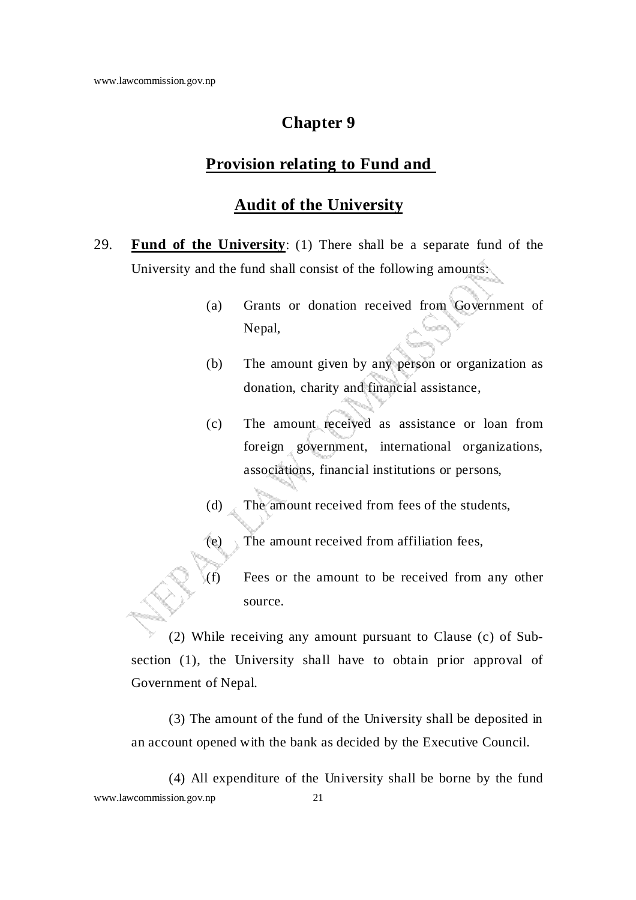# Chapter 9

## Provision relating to Fund and

## Audit of the University

29. **Fund of the University**: (1) There shall be a separate fund of the University and the fund shall consist of the following amounts:

    (a) Grants or donation received from Government of Nepal,

    (b) The amount given by any person or organization as donation, charity and financial assistance,

    (c) The amount received as assistance or loan from foreign government, international organizations, associations, financial institutions or persons,

    (d) The amount received from fees of the students,

    (e) The amount received from affiliation fees,

    (f) Fees or the amount to be received from any other source.

    (2) While receiving any amount pursuant to Clause (c) of Sub-section (1), the University shall have to obtain prior approval of Government of Nepal.

    (3) The amount of the fund of the University shall be deposited in an account opened with the bank as decided by the Executive Council.

    (4) All expenditure of the University shall be borne by the fund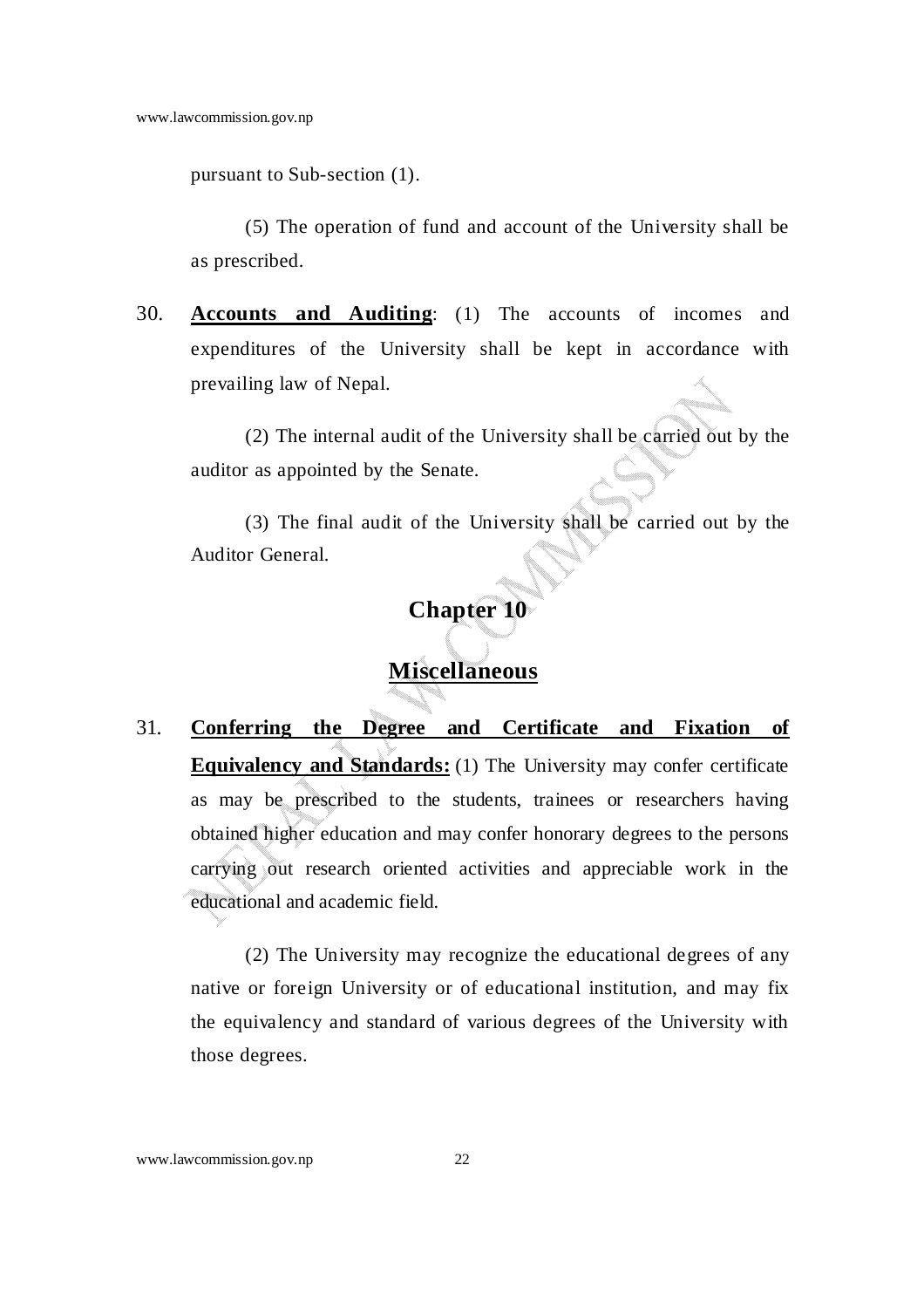pursuant to Sub-section (1).

(5) The operation of fund and account of the University shall be as prescribed.

30. **Accounts and Auditing**: (1) The accounts of incomes and expenditures of the University shall be kept in accordance with prevailing law of Nepal.

(2) The internal audit of the University shall be carried out by the auditor as appointed by the Senate.

(3) The final audit of the University shall be carried out by the Auditor General.

## Chapter 10

## Miscellaneous

31. **Conferring the Degree and Certificate and Fixation of Equivalency and Standards:** (1) The University may confer certificate as may be prescribed to the students, trainees or researchers having obtained higher education and may confer honorary degrees to the persons carrying out research oriented activities and appreciable work in the educational and academic field.

(2) The University may recognize the educational degrees of any native or foreign University or of educational institution, and may fix the equivalency and standard of various degrees of the University with those degrees.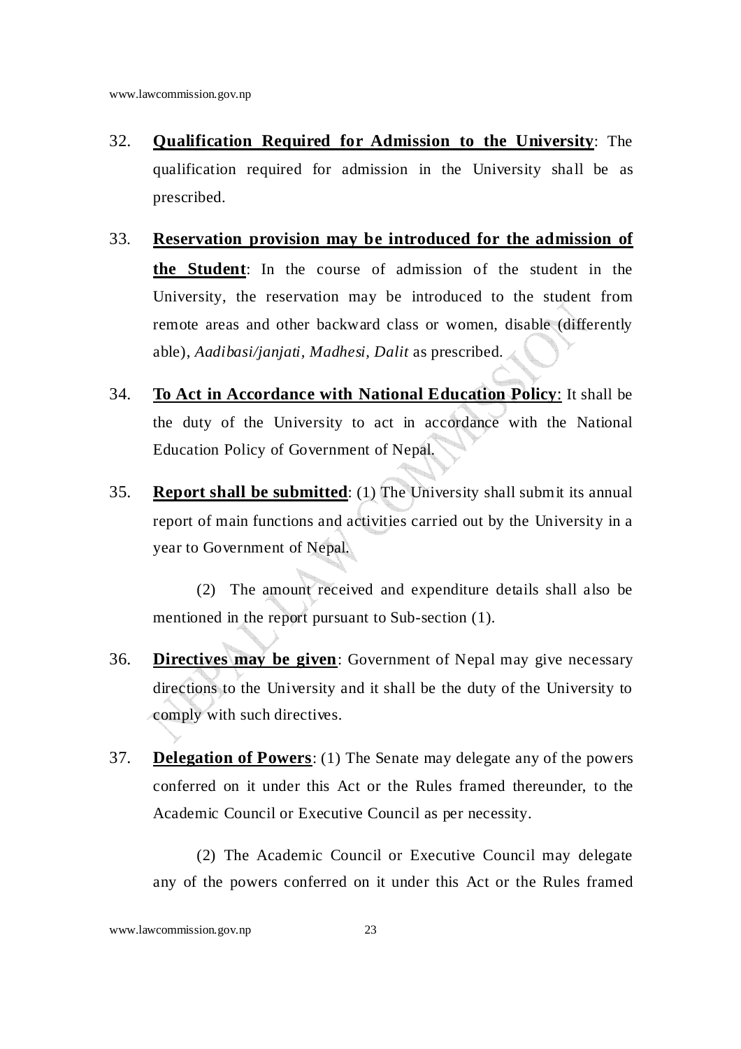32. **Qualification Required for Admission to the University**: The qualification required for admission in the University shall be as prescribed.

33. **Reservation provision may be introduced for the admission of the Student**: In the course of admission of the student in the University, the reservation may be introduced to the student from remote areas and other backward class or women, disable (differently able), *Aadibasi/janjati, Madhesi, Dalit* as prescribed.

34. **To Act in Accordance with National Education Policy**: It shall be the duty of the University to act in accordance with the National Education Policy of Government of Nepal.

35. **Report shall be submitted**: (1) The University shall submit its annual report of main functions and activities carried out by the University in a year to Government of Nepal.

    (2) The amount received and expenditure details shall also be mentioned in the report pursuant to Sub-section (1).

36. **Directives may be given**: Government of Nepal may give necessary directions to the University and it shall be the duty of the University to comply with such directives.

37. **Delegation of Powers**: (1) The Senate may delegate any of the powers conferred on it under this Act or the Rules framed thereunder, to the Academic Council or Executive Council as per necessity.

    (2) The Academic Council or Executive Council may delegate any of the powers conferred on it under this Act or the Rules framed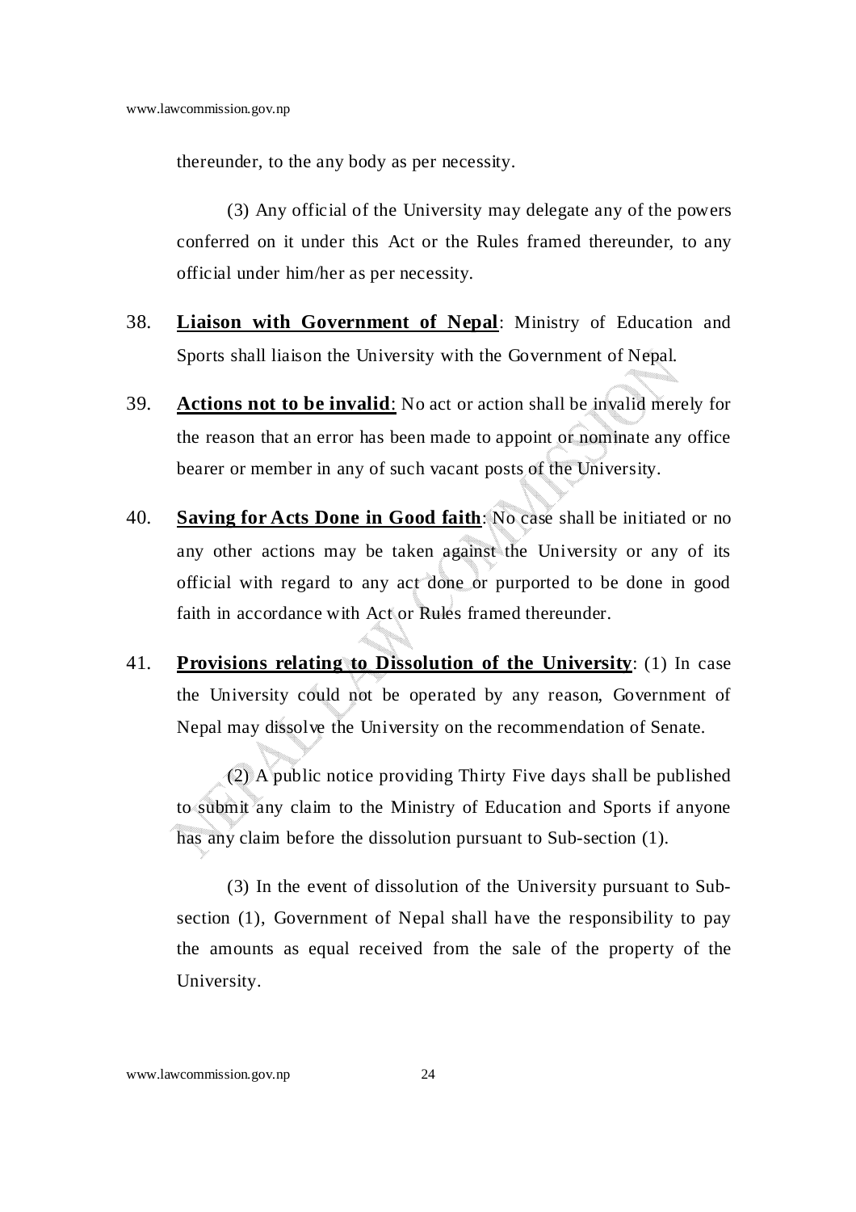thereunder, to the any body as per necessity.

(3) Any official of the University may delegate any of the powers conferred on it under this Act or the Rules framed thereunder, to any official under him/her as per necessity.

38. **Liaison with Government of Nepal**: Ministry of Education and Sports shall liaison the University with the Government of Nepal.

39. **Actions not to be invalid**: No act or action shall be invalid merely for the reason that an error has been made to appoint or nominate any office bearer or member in any of such vacant posts of the University.

40. **Saving for Acts Done in Good faith**: No case shall be initiated or no any other actions may be taken against the University or any of its official with regard to any act done or purported to be done in good faith in accordance with Act or Rules framed thereunder.

41. **Provisions relating to Dissolution of the University**: (1) In case the University could not be operated by any reason, Government of Nepal may dissolve the University on the recommendation of Senate.

(2) A public notice providing Thirty Five days shall be published to submit any claim to the Ministry of Education and Sports if anyone has any claim before the dissolution pursuant to Sub-section (1).

(3) In the event of dissolution of the University pursuant to Sub-section (1), Government of Nepal shall have the responsibility to pay the amounts as equal received from the sale of the property of the University.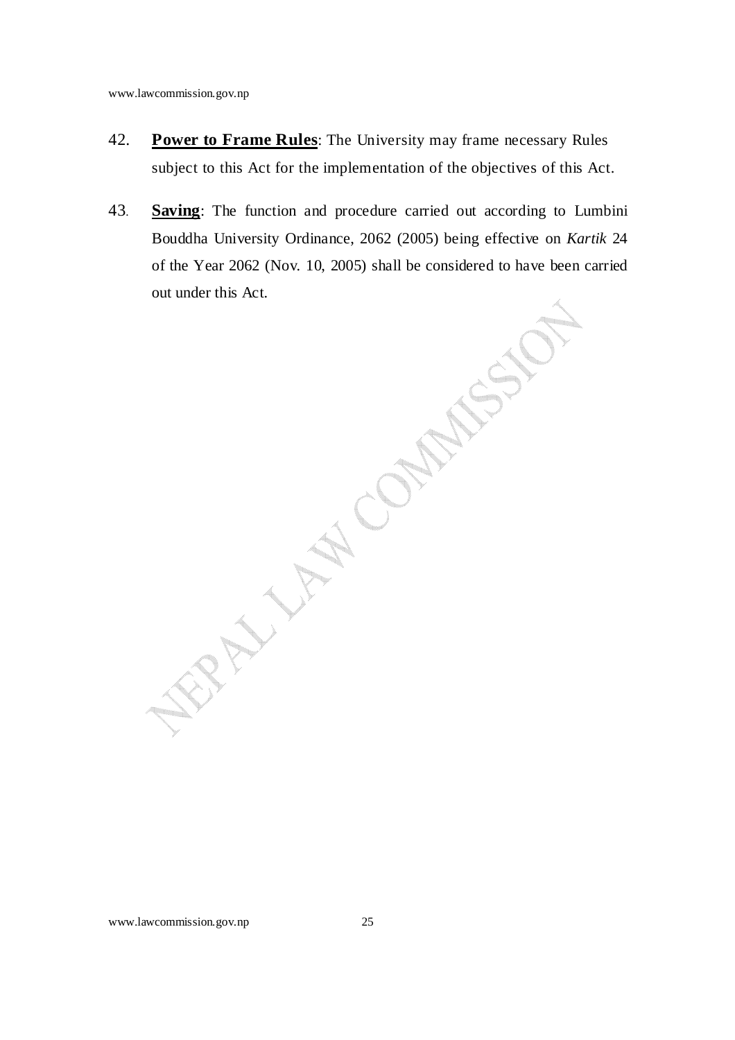42. **Power to Frame Rules**: The University may frame necessary Rules subject to this Act for the implementation of the objectives of this Act.

43. **Saving**: The function and procedure carried out according to Lumbini Bouddha University Ordinance, 2062 (2005) being effective on *Kartik* 24 of the Year 2062 (Nov. 10, 2005) shall be considered to have been carried out under this Act.